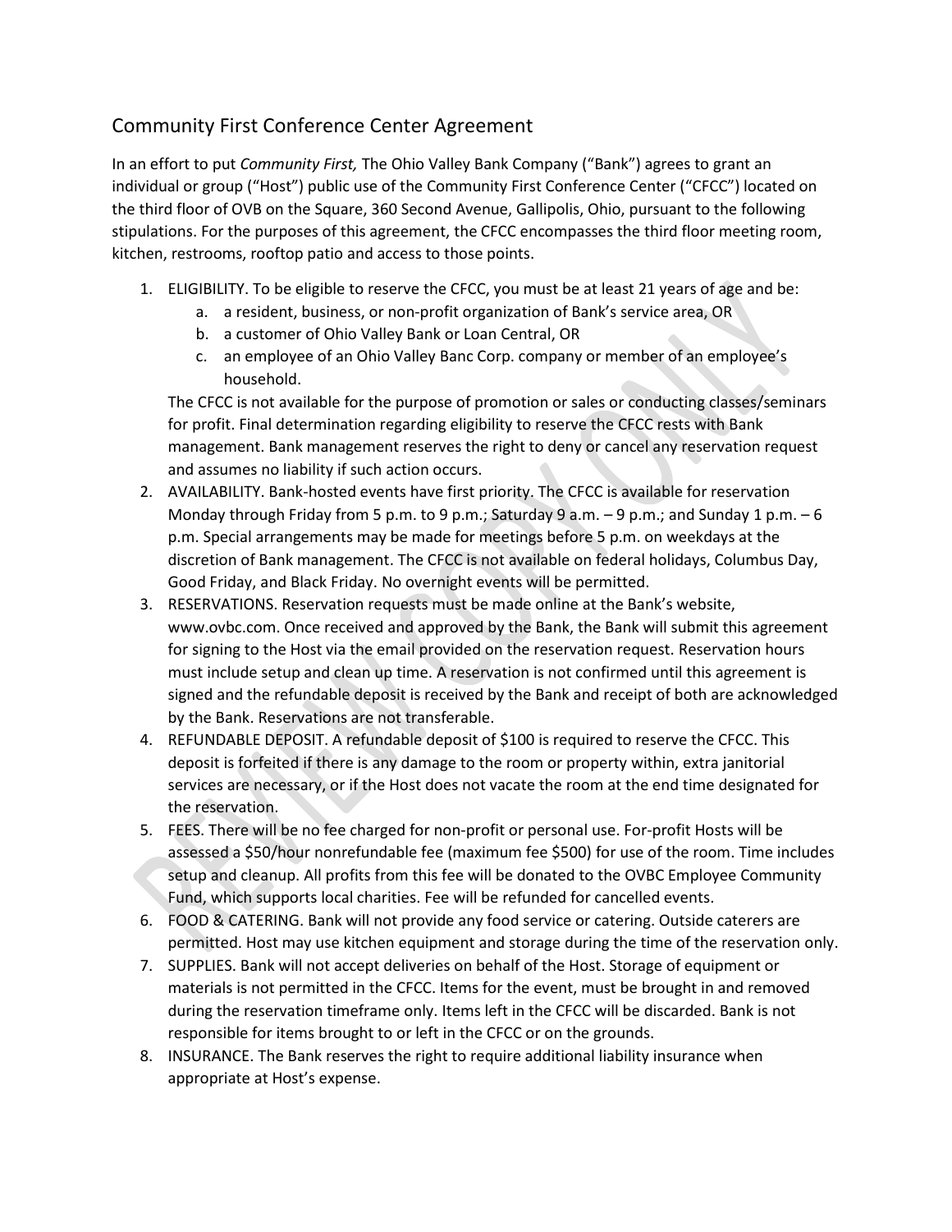## Community First Conference Center Agreement

In an effort to put *Community First,* The Ohio Valley Bank Company ("Bank") agrees to grant an individual or group ("Host") public use of the Community First Conference Center ("CFCC") located on the third floor of OVB on the Square, 360 Second Avenue, Gallipolis, Ohio, pursuant to the following stipulations. For the purposes of this agreement, the CFCC encompasses the third floor meeting room, kitchen, restrooms, rooftop patio and access to those points.

1. ELIGIBILITY. To be eligible to reserve the CFCC, you must be at least 21 years of age and be:
   a. a resident, business, or non-profit organization of Bank's service area, OR
   b. a customer of Ohio Valley Bank or Loan Central, OR
   c. an employee of an Ohio Valley Banc Corp. company or member of an employee's household.

   The CFCC is not available for the purpose of promotion or sales or conducting classes/seminars for profit. Final determination regarding eligibility to reserve the CFCC rests with Bank management. Bank management reserves the right to deny or cancel any reservation request and assumes no liability if such action occurs.
2. AVAILABILITY. Bank-hosted events have first priority. The CFCC is available for reservation Monday through Friday from 5 p.m. to 9 p.m.; Saturday 9 a.m. – 9 p.m.; and Sunday 1 p.m. – 6 p.m. Special arrangements may be made for meetings before 5 p.m. on weekdays at the discretion of Bank management. The CFCC is not available on federal holidays, Columbus Day, Good Friday, and Black Friday. No overnight events will be permitted.
3. RESERVATIONS. Reservation requests must be made online at the Bank's website, www.ovbc.com. Once received and approved by the Bank, the Bank will submit this agreement for signing to the Host via the email provided on the reservation request. Reservation hours must include setup and clean up time. A reservation is not confirmed until this agreement is signed and the refundable deposit is received by the Bank and receipt of both are acknowledged by the Bank. Reservations are not transferable.
4. REFUNDABLE DEPOSIT. A refundable deposit of $100 is required to reserve the CFCC. This deposit is forfeited if there is any damage to the room or property within, extra janitorial services are necessary, or if the Host does not vacate the room at the end time designated for the reservation.
5. FEES. There will be no fee charged for non-profit or personal use. For-profit Hosts will be assessed a $50/hour nonrefundable fee (maximum fee $500) for use of the room. Time includes setup and cleanup. All profits from this fee will be donated to the OVBC Employee Community Fund, which supports local charities. Fee will be refunded for cancelled events.
6. FOOD & CATERING. Bank will not provide any food service or catering. Outside caterers are permitted. Host may use kitchen equipment and storage during the time of the reservation only.
7. SUPPLIES. Bank will not accept deliveries on behalf of the Host. Storage of equipment or materials is not permitted in the CFCC. Items for the event, must be brought in and removed during the reservation timeframe only. Items left in the CFCC will be discarded. Bank is not responsible for items brought to or left in the CFCC or on the grounds.
8. INSURANCE. The Bank reserves the right to require additional liability insurance when appropriate at Host's expense.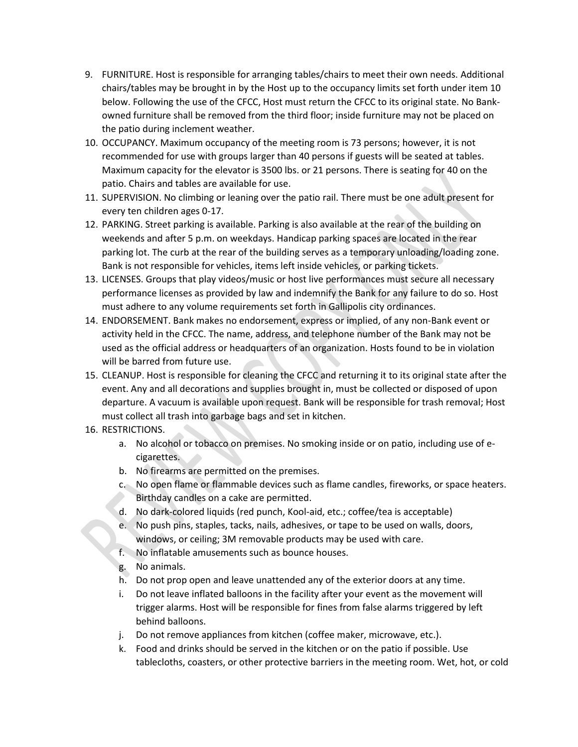9. FURNITURE. Host is responsible for arranging tables/chairs to meet their own needs. Additional chairs/tables may be brought in by the Host up to the occupancy limits set forth under item 10 below. Following the use of the CFCC, Host must return the CFCC to its original state. No Bank-owned furniture shall be removed from the third floor; inside furniture may not be placed on the patio during inclement weather.
10. OCCUPANCY. Maximum occupancy of the meeting room is 73 persons; however, it is not recommended for use with groups larger than 40 persons if guests will be seated at tables. Maximum capacity for the elevator is 3500 lbs. or 21 persons. There is seating for 40 on the patio. Chairs and tables are available for use.
11. SUPERVISION. No climbing or leaning over the patio rail. There must be one adult present for every ten children ages 0-17.
12. PARKING. Street parking is available. Parking is also available at the rear of the building on weekends and after 5 p.m. on weekdays. Handicap parking spaces are located in the rear parking lot. The curb at the rear of the building serves as a temporary unloading/loading zone. Bank is not responsible for vehicles, items left inside vehicles, or parking tickets.
13. LICENSES. Groups that play videos/music or host live performances must secure all necessary performance licenses as provided by law and indemnify the Bank for any failure to do so. Host must adhere to any volume requirements set forth in Gallipolis city ordinances.
14. ENDORSEMENT. Bank makes no endorsement, express or implied, of any non-Bank event or activity held in the CFCC. The name, address, and telephone number of the Bank may not be used as the official address or headquarters of an organization. Hosts found to be in violation will be barred from future use.
15. CLEANUP. Host is responsible for cleaning the CFCC and returning it to its original state after the event. Any and all decorations and supplies brought in, must be collected or disposed of upon departure. A vacuum is available upon request. Bank will be responsible for trash removal; Host must collect all trash into garbage bags and set in kitchen.
16. RESTRICTIONS.
    a. No alcohol or tobacco on premises. No smoking inside or on patio, including use of e-cigarettes.
    b. No firearms are permitted on the premises.
    c. No open flame or flammable devices such as flame candles, fireworks, or space heaters. Birthday candles on a cake are permitted.
    d. No dark-colored liquids (red punch, Kool-aid, etc.; coffee/tea is acceptable)
    e. No push pins, staples, tacks, nails, adhesives, or tape to be used on walls, doors, windows, or ceiling; 3M removable products may be used with care.
    f. No inflatable amusements such as bounce houses.
    g. No animals.
    h. Do not prop open and leave unattended any of the exterior doors at any time.
    i. Do not leave inflated balloons in the facility after your event as the movement will trigger alarms. Host will be responsible for fines from false alarms triggered by left behind balloons.
    j. Do not remove appliances from kitchen (coffee maker, microwave, etc.).
    k. Food and drinks should be served in the kitchen or on the patio if possible. Use tablecloths, coasters, or other protective barriers in the meeting room. Wet, hot, or cold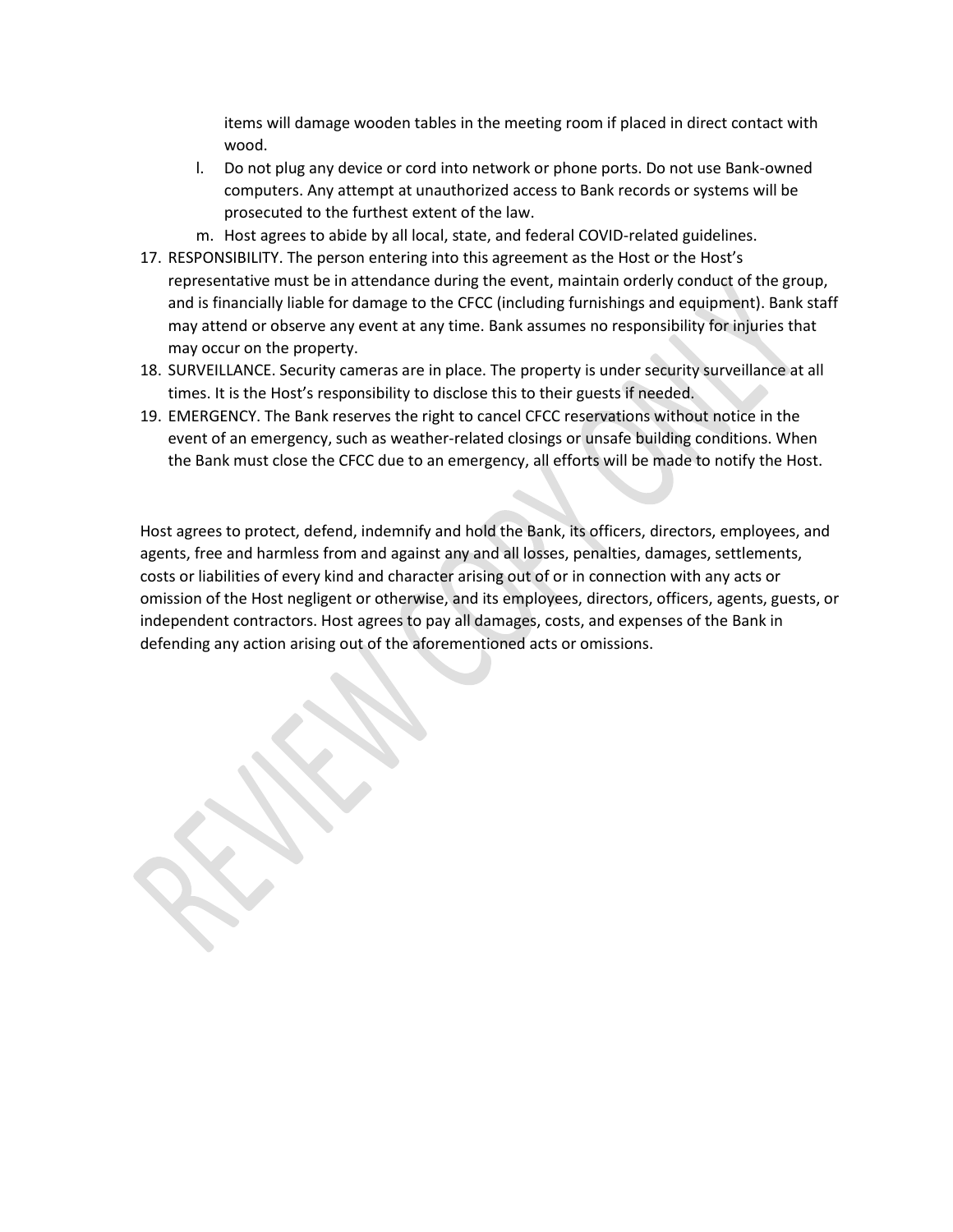items will damage wooden tables in the meeting room if placed in direct contact with wood.

l. Do not plug any device or cord into network or phone ports. Do not use Bank-owned computers. Any attempt at unauthorized access to Bank records or systems will be prosecuted to the furthest extent of the law.

m. Host agrees to abide by all local, state, and federal COVID-related guidelines.

17. RESPONSIBILITY. The person entering into this agreement as the Host or the Host's representative must be in attendance during the event, maintain orderly conduct of the group, and is financially liable for damage to the CFCC (including furnishings and equipment). Bank staff may attend or observe any event at any time. Bank assumes no responsibility for injuries that may occur on the property.
18. SURVEILLANCE. Security cameras are in place. The property is under security surveillance at all times. It is the Host's responsibility to disclose this to their guests if needed.
19. EMERGENCY. The Bank reserves the right to cancel CFCC reservations without notice in the event of an emergency, such as weather-related closings or unsafe building conditions. When the Bank must close the CFCC due to an emergency, all efforts will be made to notify the Host.

Host agrees to protect, defend, indemnify and hold the Bank, its officers, directors, employees, and agents, free and harmless from and against any and all losses, penalties, damages, settlements, costs or liabilities of every kind and character arising out of or in connection with any acts or omission of the Host negligent or otherwise, and its employees, directors, officers, agents, guests, or independent contractors. Host agrees to pay all damages, costs, and expenses of the Bank in defending any action arising out of the aforementioned acts or omissions.